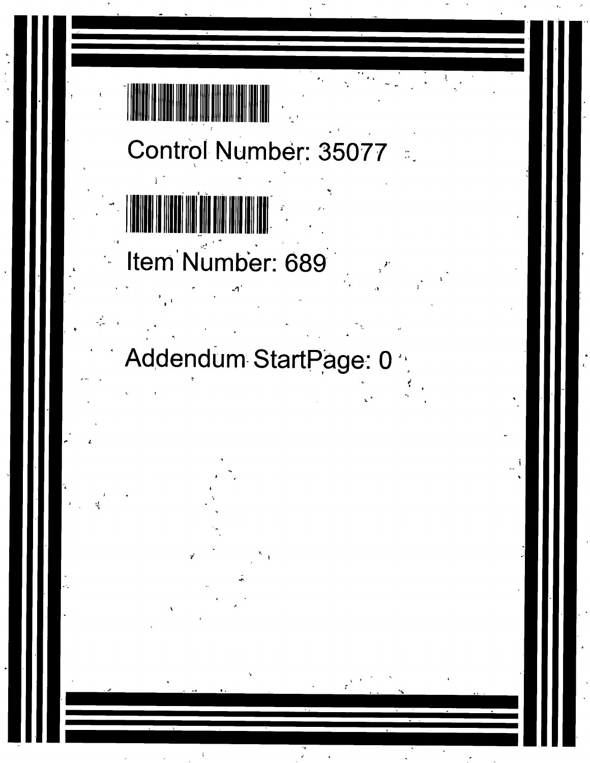Control Number: 35077

Item Number: 689

Addendum StartPage: 0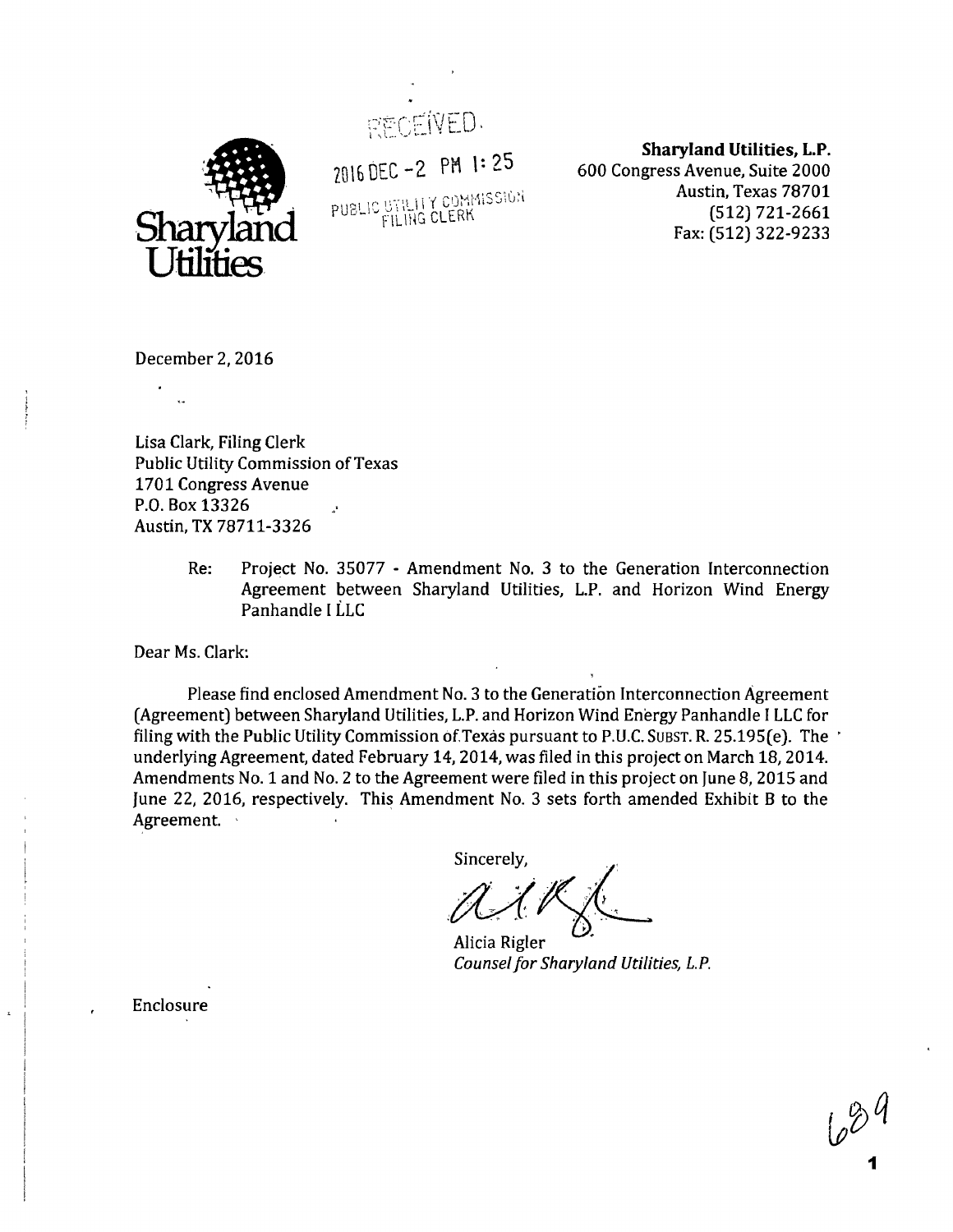Sharyland Utilities

RECEIVED
2016 DEC -2 PM 1:25
PUBLIC UTILITY COMMISSION
FILING CLERK

**Sharyland Utilities, L.P.**
600 Congress Avenue, Suite 2000
Austin, Texas 78701
(512) 721-2661
Fax: (512) 322-9233

December 2, 2016

Lisa Clark, Filing Clerk
Public Utility Commission of Texas
1701 Congress Avenue
P.O. Box 13326
Austin, TX 78711-3326

Re: Project No. 35077 - Amendment No. 3 to the Generation Interconnection Agreement between Sharyland Utilities, L.P. and Horizon Wind Energy Panhandle I LLC

Dear Ms. Clark:

Please find enclosed Amendment No. 3 to the Generation Interconnection Agreement (Agreement) between Sharyland Utilities, L.P. and Horizon Wind Energy Panhandle I LLC for filing with the Public Utility Commission of Texas pursuant to P.U.C. SUBST. R. 25.195(e). The underlying Agreement, dated February 14, 2014, was filed in this project on March 18, 2014. Amendments No. 1 and No. 2 to the Agreement were filed in this project on June 8, 2015 and June 22, 2016, respectively. This Amendment No. 3 sets forth amended Exhibit B to the Agreement.

Sincerely,

Alicia Rigler
*Counsel for Sharyland Utilities, L.P.*

Enclosure

689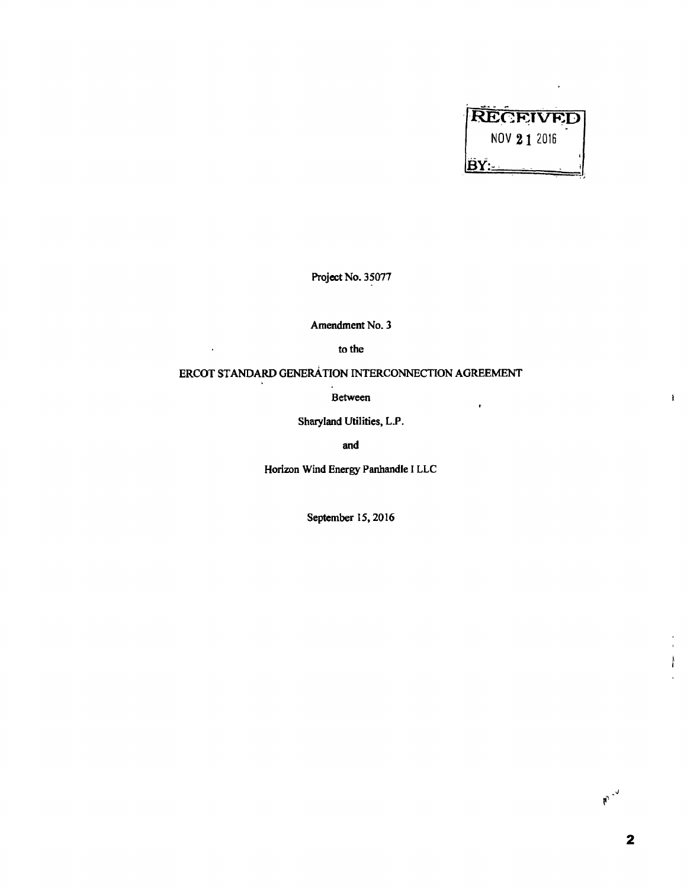RECEIVED

NOV 21 2016

BY:

Project No. 35077

Amendment No. 3

to the

ERCOT STANDARD GENERATION INTERCONNECTION AGREEMENT

Between

Sharyland Utilities, L.P.

and

Horizon Wind Energy Panhandle I LLC

September 15, 2016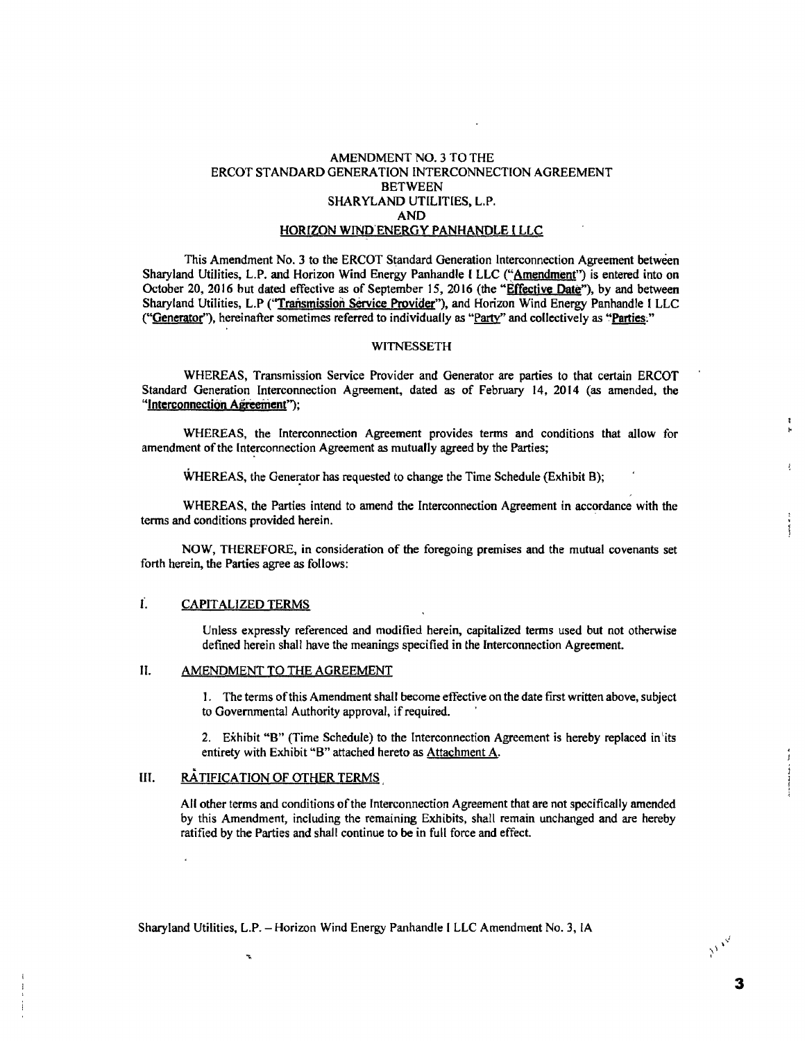# AMENDMENT NO. 3 TO THE ERCOT STANDARD GENERATION INTERCONNECTION AGREEMENT BETWEEN SHARYLAND UTILITIES, L.P. AND HORIZON WIND ENERGY PANHANDLE I LLC

This Amendment No. 3 to the ERCOT Standard Generation Interconnection Agreement between Sharyland Utilities, L.P. and Horizon Wind Energy Panhandle I LLC ("Amendment") is entered into on October 20, 2016 but dated effective as of September 15, 2016 (the "**Effective Date**"), by and between Sharyland Utilities, L.P ("**Transmission Service Provider**"), and Horizon Wind Energy Panhandle I LLC ("**Generator**"), hereinafter sometimes referred to individually as "**Party**" and collectively as "**Parties**."

## WITNESSETH

WHEREAS, Transmission Service Provider and Generator are parties to that certain ERCOT Standard Generation Interconnection Agreement, dated as of February 14, 2014 (as amended, the "**Interconnection Agreement**");

WHEREAS, the Interconnection Agreement provides terms and conditions that allow for amendment of the Interconnection Agreement as mutually agreed by the Parties;

WHEREAS, the Generator has requested to change the Time Schedule (Exhibit B);

WHEREAS, the Parties intend to amend the Interconnection Agreement in accordance with the terms and conditions provided herein.

NOW, THEREFORE, in consideration of the foregoing premises and the mutual covenants set forth herein, the Parties agree as follows:

## I. CAPITALIZED TERMS

Unless expressly referenced and modified herein, capitalized terms used but not otherwise defined herein shall have the meanings specified in the Interconnection Agreement.

## II. AMENDMENT TO THE AGREEMENT

1. The terms of this Amendment shall become effective on the date first written above, subject to Governmental Authority approval, if required.

2. Exhibit "B" (Time Schedule) to the Interconnection Agreement is hereby replaced in its entirety with Exhibit "B" attached hereto as Attachment A.

## III. RATIFICATION OF OTHER TERMS

All other terms and conditions of the Interconnection Agreement that are not specifically amended by this Amendment, including the remaining Exhibits, shall remain unchanged and are hereby ratified by the Parties and shall continue to be in full force and effect.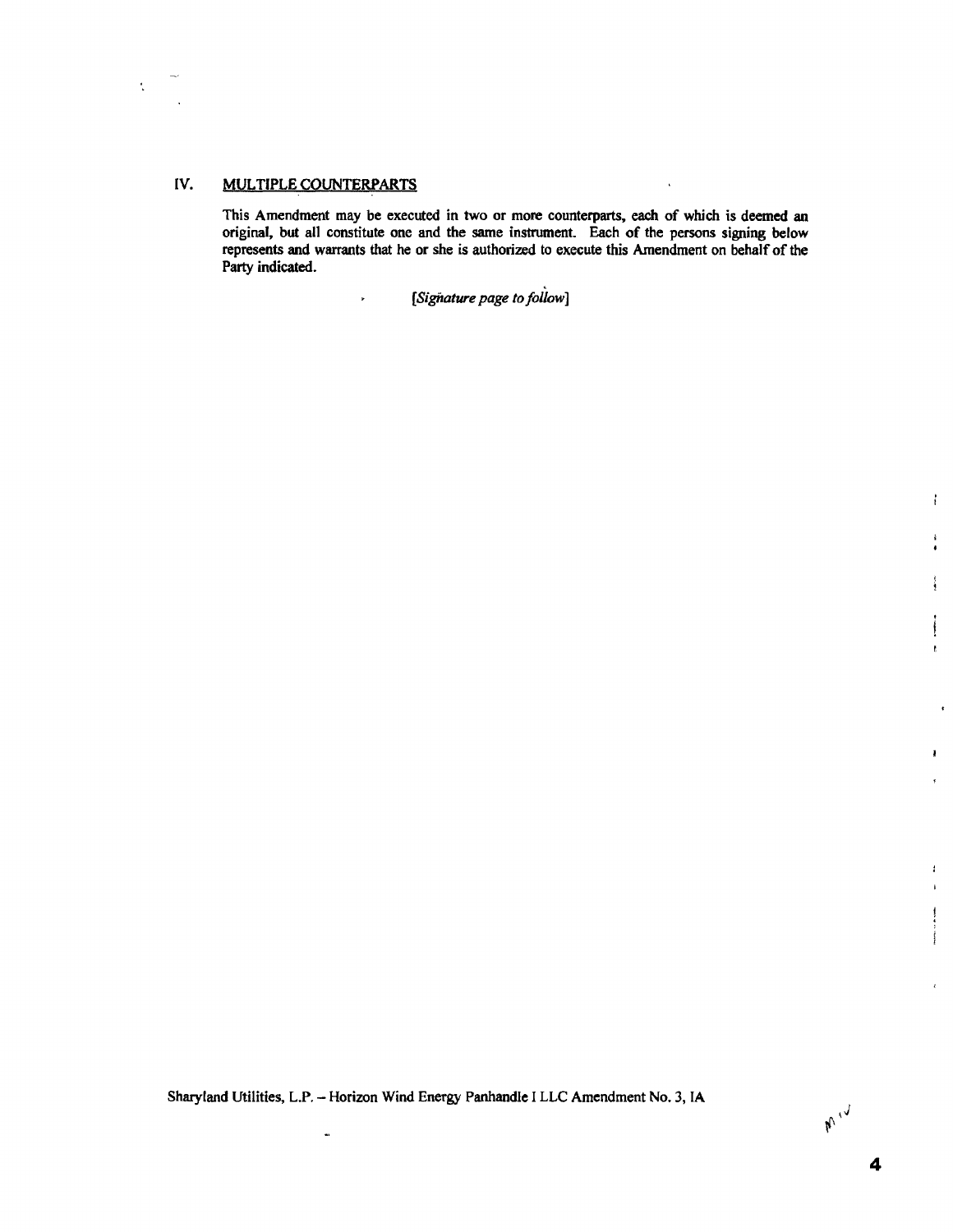## IV. MULTIPLE COUNTERPARTS

This Amendment may be executed in two or more counterparts, each of which is deemed an original, but all constitute one and the same instrument. Each of the persons signing below represents and warrants that he or she is authorized to execute this Amendment on behalf of the Party indicated.

*[Signature page to follow]*

Sharyland Utilities, L.P. – Horizon Wind Energy Panhandle I LLC Amendment No. 3, IA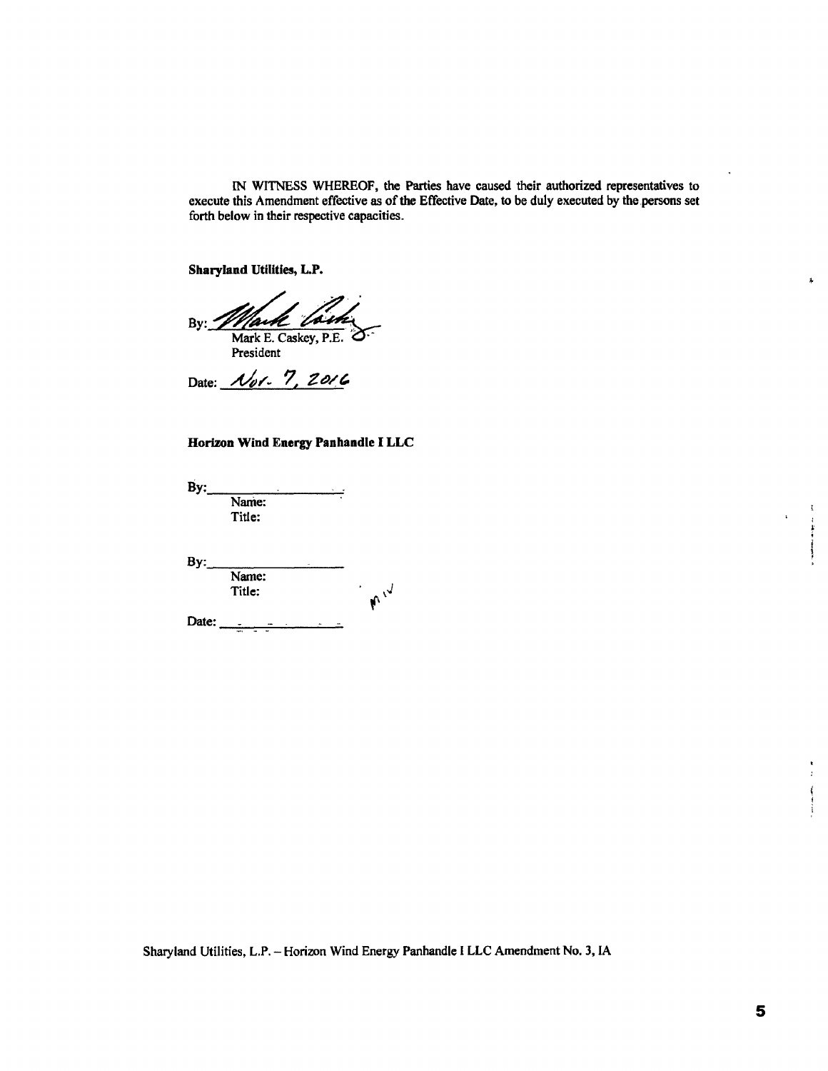IN WITNESS WHEREOF, the Parties have caused their authorized representatives to execute this Amendment effective as of the Effective Date, to be duly executed by the persons set forth below in their respective capacities.

**Sharyland Utilities, L.P.**

By: _______________________
Mark E. Caskey, P.E.
President

Date: Nov. 7, 2016

**Horizon Wind Energy Panhandle I LLC**

By: _______________________
Name:
Title:

By: _______________________
Name:
Title:

Date: _______________________

Sharyland Utilities, L.P. – Horizon Wind Energy Panhandle I LLC Amendment No. 3, IA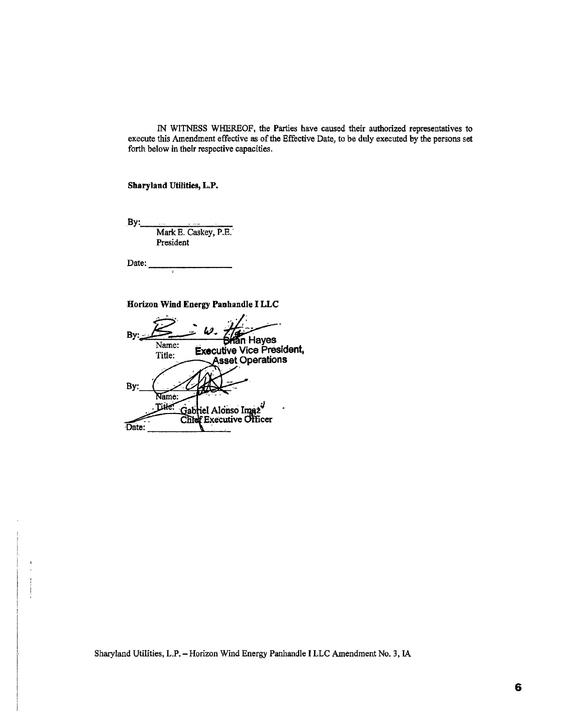IN WITNESS WHEREOF, the Parties have caused their authorized representatives to execute this Amendment effective as of the Effective Date, to be duly executed by the persons set forth below in their respective capacities.

**Sharyland Utilities, L.P.**

By: ____________________
Mark E. Caskey, P.E.
President

Date: ____________________

**Horizon Wind Energy Panhandle I LLC**

By: ____________________
Name: Brian Hayes
Title: Executive Vice President, Asset Operations

By: ____________________
Name:
Title: Gabriel Alonso Imaz
Chief Executive Officer

Date: ____________________

Sharyland Utilities, L.P. – Horizon Wind Energy Panhandle I LLC Amendment No. 3, IA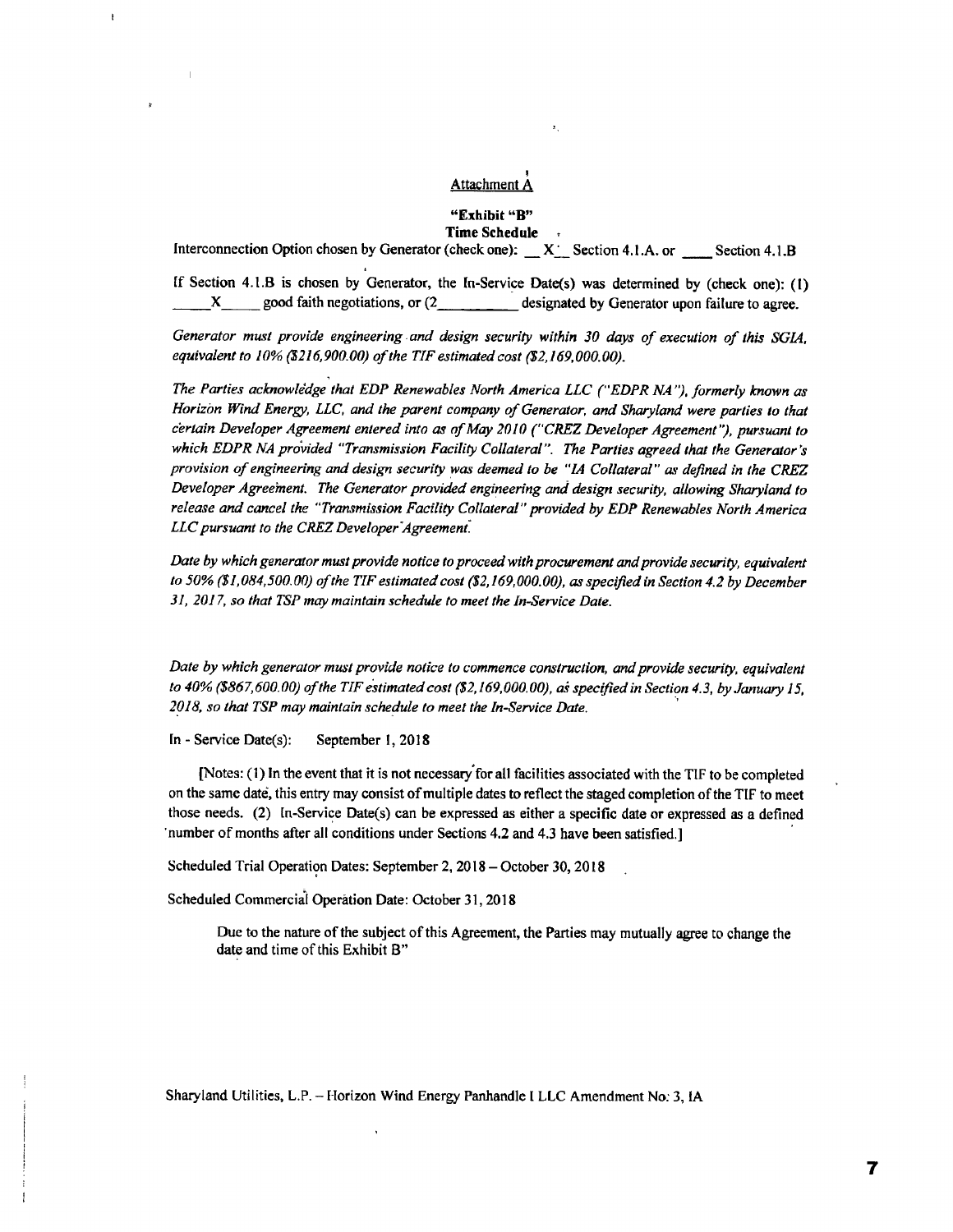Attachment A

**"Exhibit "B"**
**Time Schedule**

Interconnection Option chosen by Generator (check one): __X__ Section 4.1.A. or ____ Section 4.1.B

If Section 4.1.B is chosen by Generator, the In-Service Date(s) was determined by (check one): (1) _____X_____ good faith negotiations, or (2__________ designated by Generator upon failure to agree.

*Generator must provide engineering and design security within 30 days of execution of this SGIA, equivalent to 10% ($216,900.00) of the TIF estimated cost ($2,169,000.00).*

*The Parties acknowledge that EDP Renewables North America LLC ("EDPR NA"), formerly known as Horizon Wind Energy, LLC, and the parent company of Generator, and Sharyland were parties to that certain Developer Agreement entered into as of May 2010 ("CREZ Developer Agreement"), pursuant to which EDPR NA provided "Transmission Facility Collateral". The Parties agreed that the Generator's provision of engineering and design security was deemed to be "IA Collateral" as defined in the CREZ Developer Agreement. The Generator provided engineering and design security, allowing Sharyland to release and cancel the "Transmission Facility Collateral" provided by EDP Renewables North America LLC pursuant to the CREZ Developer Agreement.*

*Date by which generator must provide notice to proceed with procurement and provide security, equivalent to 50% ($1,084,500.00) of the TIF estimated cost ($2,169,000.00), as specified in Section 4.2 by December 31, 2017, so that TSP may maintain schedule to meet the In-Service Date.*

*Date by which generator must provide notice to commence construction, and provide security, equivalent to 40% ($867,600.00) of the TIF estimated cost ($2,169,000.00), as specified in Section 4.3, by January 15, 2018, so that TSP may maintain schedule to meet the In-Service Date.*

In - Service Date(s): September 1, 2018

[Notes: (1) In the event that it is not necessary for all facilities associated with the TIF to be completed on the same date, this entry may consist of multiple dates to reflect the staged completion of the TIF to meet those needs. (2) In-Service Date(s) can be expressed as either a specific date or expressed as a defined number of months after all conditions under Sections 4.2 and 4.3 have been satisfied.]

Scheduled Trial Operation Dates: September 2, 2018 – October 30, 2018

Scheduled Commercial Operation Date: October 31, 2018

Due to the nature of the subject of this Agreement, the Parties may mutually agree to change the date and time of this Exhibit B"

Sharyland Utilities, L.P. – Horizon Wind Energy Panhandle I LLC Amendment No. 3, IA